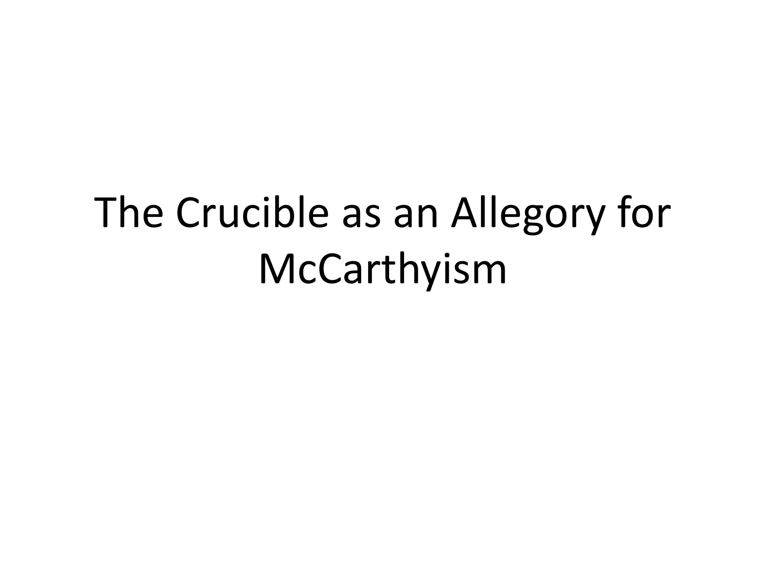# The Crucible as an Allegory for McCarthyism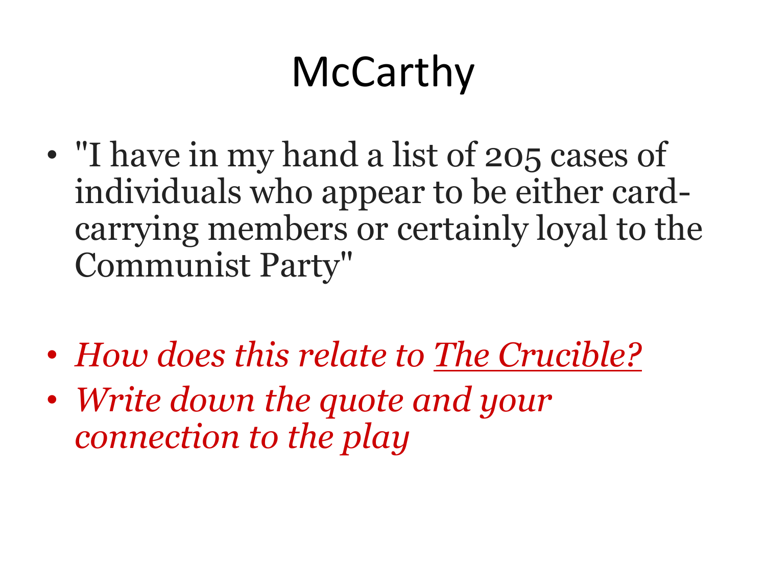# McCarthy

- "I have in my hand a list of 205 cases of individuals who appear to be either card-carrying members or certainly loyal to the Communist Party"

- *How does this relate to The Crucible?*
- *Write down the quote and your connection to the play*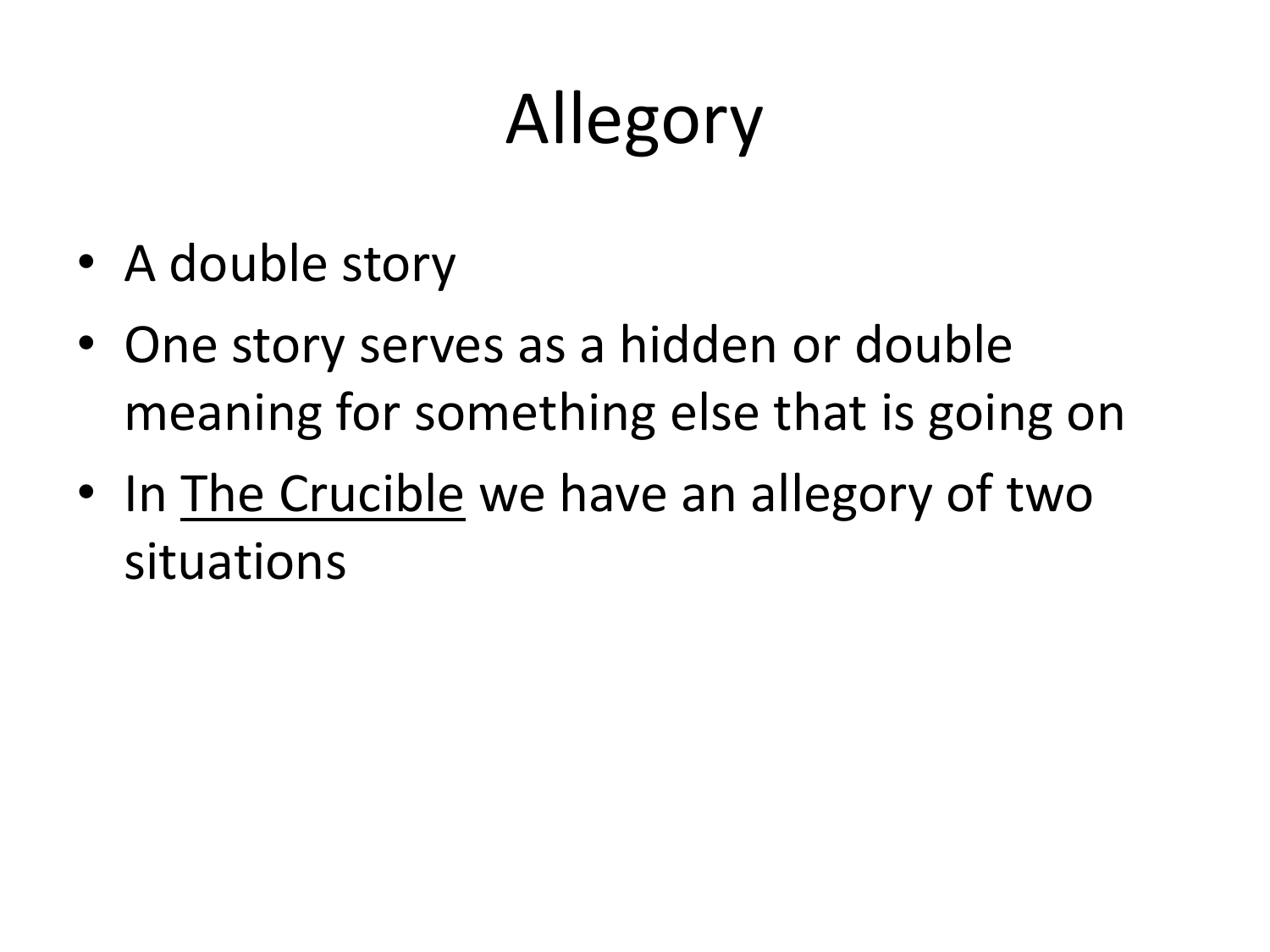# Allegory

- A double story
- One story serves as a hidden or double meaning for something else that is going on
- In <u>The Crucible</u> we have an allegory of two situations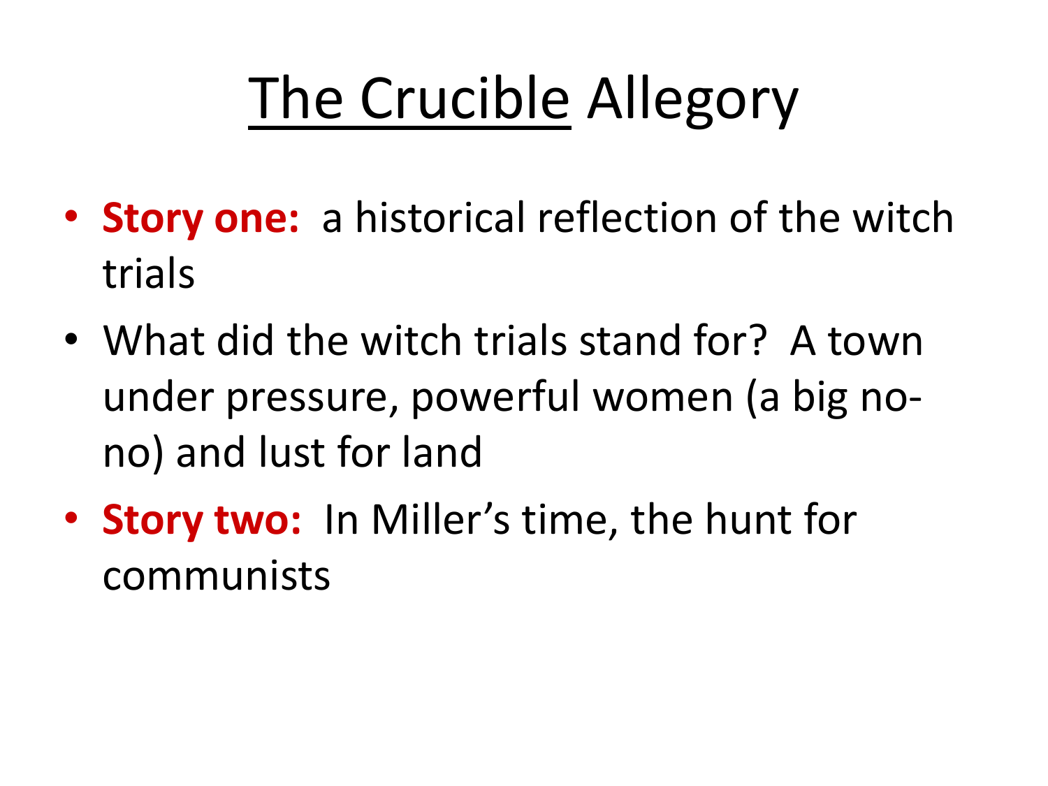# The Crucible Allegory

- **Story one:** a historical reflection of the witch trials
- What did the witch trials stand for? A town under pressure, powerful women (a big no-no) and lust for land
- **Story two:** In Miller's time, the hunt for communists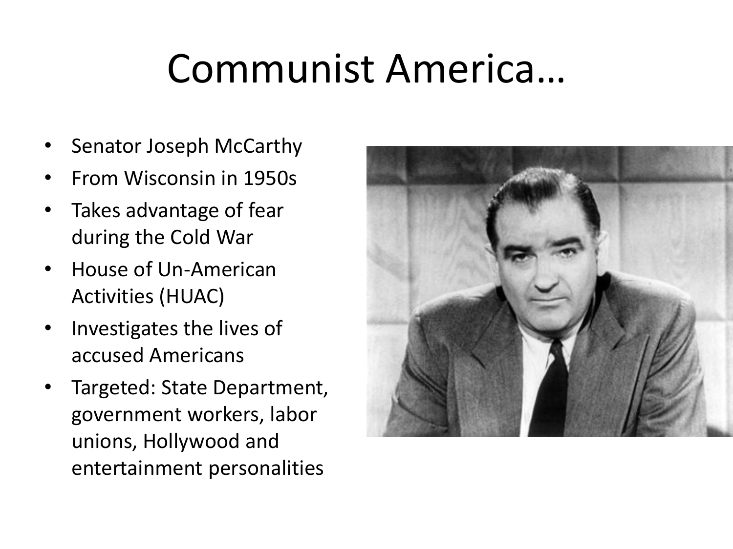# Communist America…

- Senator Joseph McCarthy
- From Wisconsin in 1950s
- Takes advantage of fear during the Cold War
- House of Un-American Activities (HUAC)
- Investigates the lives of accused Americans
- Targeted: State Department, government workers, labor unions, Hollywood and entertainment personalities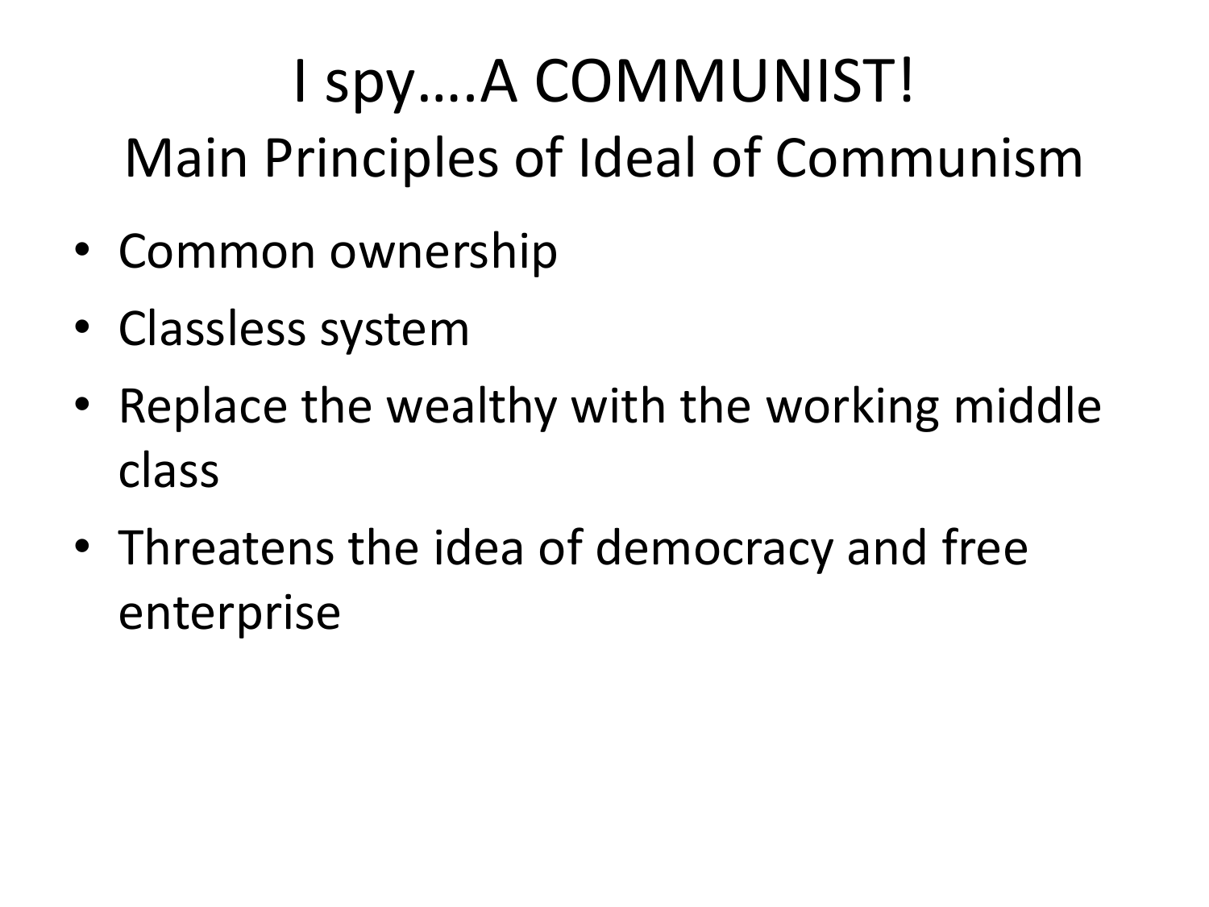# I spy….A COMMUNIST!

## Main Principles of Ideal of Communism

- Common ownership
- Classless system
- Replace the wealthy with the working middle class
- Threatens the idea of democracy and free enterprise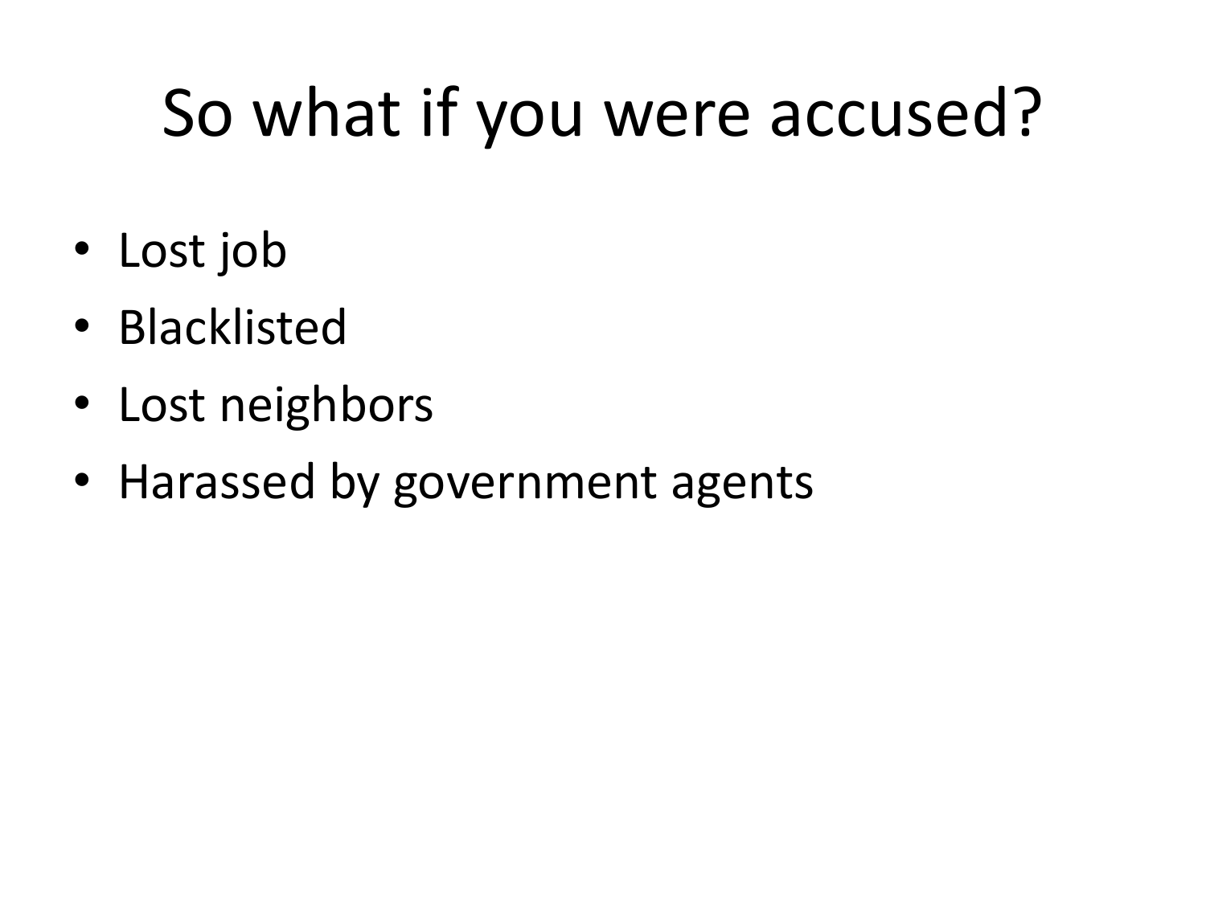# So what if you were accused?

- Lost job
- Blacklisted
- Lost neighbors
- Harassed by government agents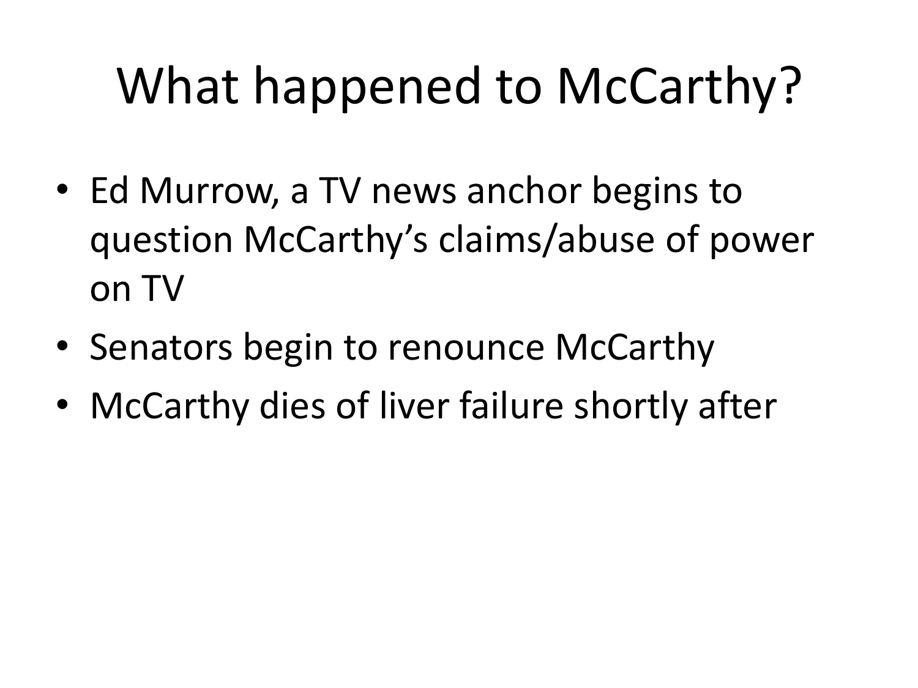# What happened to McCarthy?

- Ed Murrow, a TV news anchor begins to question McCarthy's claims/abuse of power on TV
- Senators begin to renounce McCarthy
- McCarthy dies of liver failure shortly after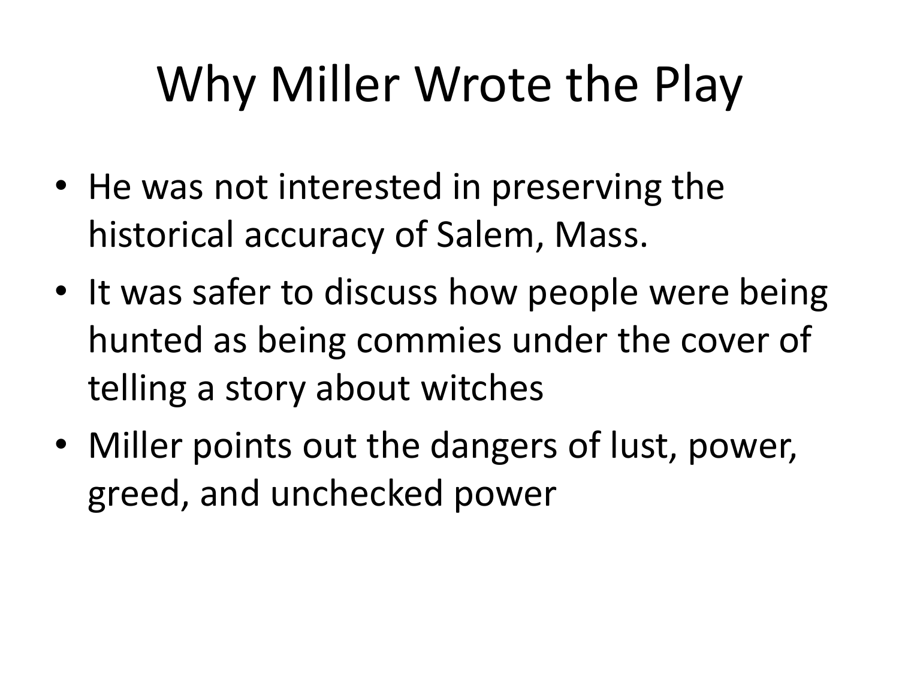# Why Miller Wrote the Play

- He was not interested in preserving the historical accuracy of Salem, Mass.
- It was safer to discuss how people were being hunted as being commies under the cover of telling a story about witches
- Miller points out the dangers of lust, power, greed, and unchecked power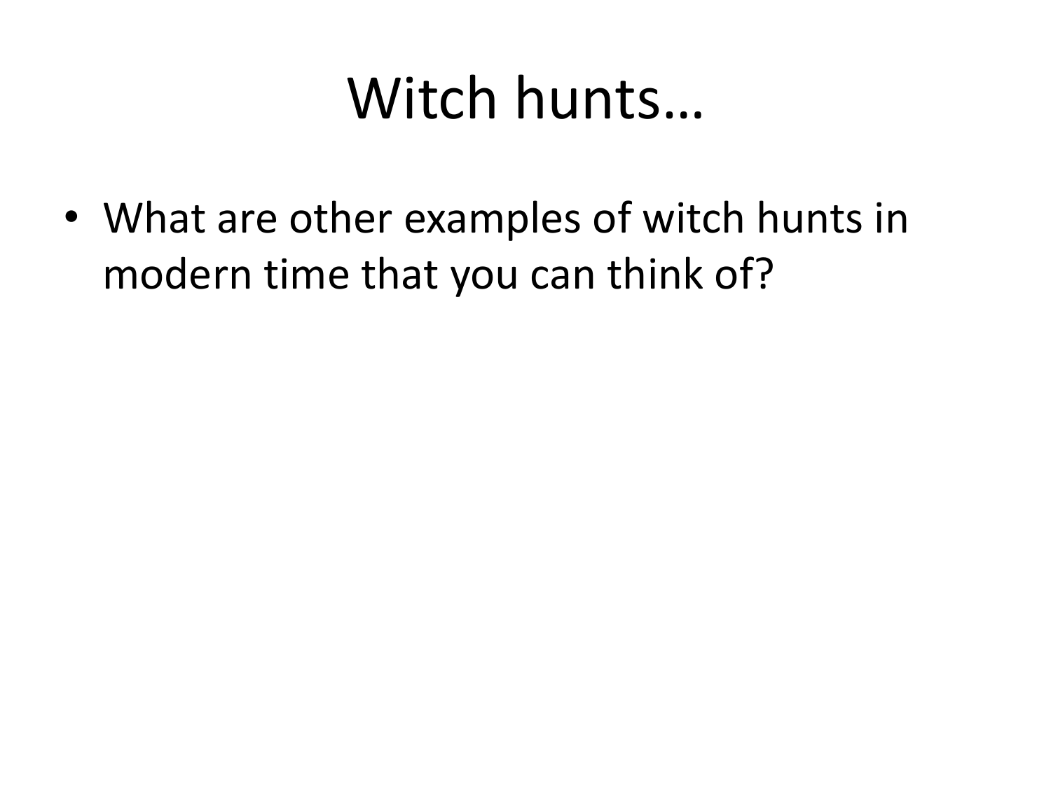# Witch hunts…

- What are other examples of witch hunts in modern time that you can think of?